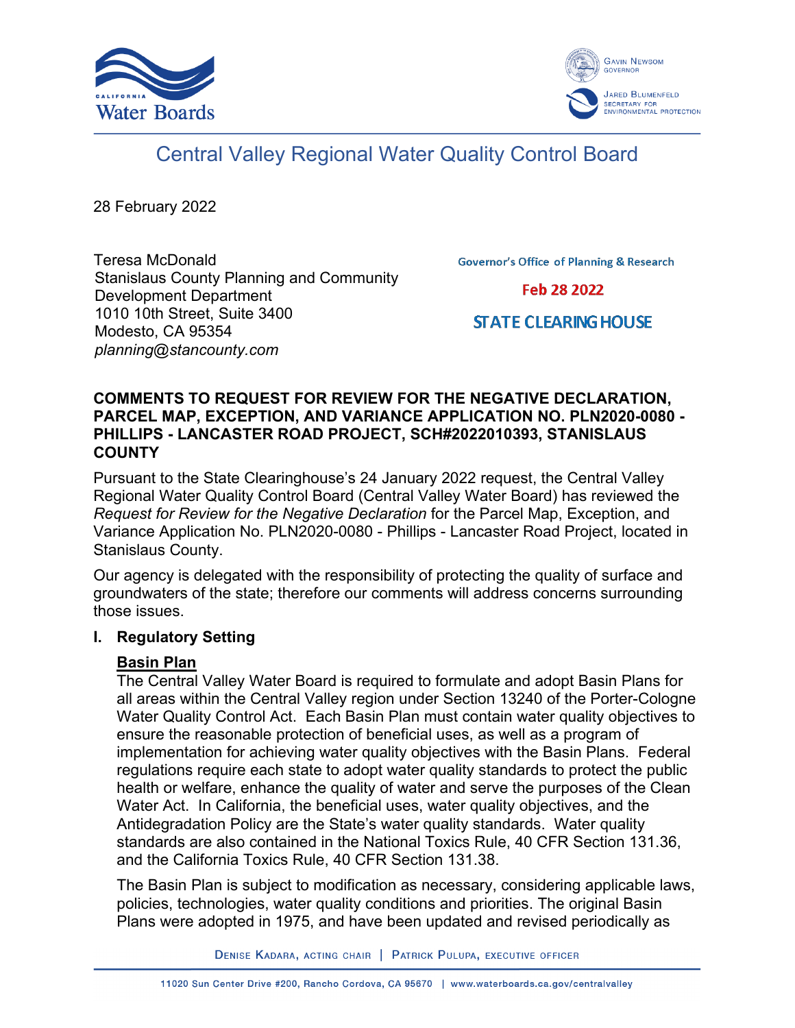# Central Valley Regional Water Quality Control Board

28 February 2022

Teresa McDonald
Stanislaus County Planning and Community Development Department
1010 10th Street, Suite 3400
Modesto, CA 95354
*planning@stancounty.com*

Governor's Office of Planning & Research

Feb 28 2022

STATE CLEARING HOUSE

**COMMENTS TO REQUEST FOR REVIEW FOR THE NEGATIVE DECLARATION, PARCEL MAP, EXCEPTION, AND VARIANCE APPLICATION NO. PLN2020-0080 - PHILLIPS - LANCASTER ROAD PROJECT, SCH#2022010393, STANISLAUS COUNTY**

Pursuant to the State Clearinghouse's 24 January 2022 request, the Central Valley Regional Water Quality Control Board (Central Valley Water Board) has reviewed the *Request for Review for the Negative Declaration* for the Parcel Map, Exception, and Variance Application No. PLN2020-0080 - Phillips - Lancaster Road Project, located in Stanislaus County.

Our agency is delegated with the responsibility of protecting the quality of surface and groundwaters of the state; therefore our comments will address concerns surrounding those issues.

## I. Regulatory Setting

**Basin Plan**

The Central Valley Water Board is required to formulate and adopt Basin Plans for all areas within the Central Valley region under Section 13240 of the Porter-Cologne Water Quality Control Act. Each Basin Plan must contain water quality objectives to ensure the reasonable protection of beneficial uses, as well as a program of implementation for achieving water quality objectives with the Basin Plans. Federal regulations require each state to adopt water quality standards to protect the public health or welfare, enhance the quality of water and serve the purposes of the Clean Water Act. In California, the beneficial uses, water quality objectives, and the Antidegradation Policy are the State's water quality standards. Water quality standards are also contained in the National Toxics Rule, 40 CFR Section 131.36, and the California Toxics Rule, 40 CFR Section 131.38.

The Basin Plan is subject to modification as necessary, considering applicable laws, policies, technologies, water quality conditions and priorities. The original Basin Plans were adopted in 1975, and have been updated and revised periodically as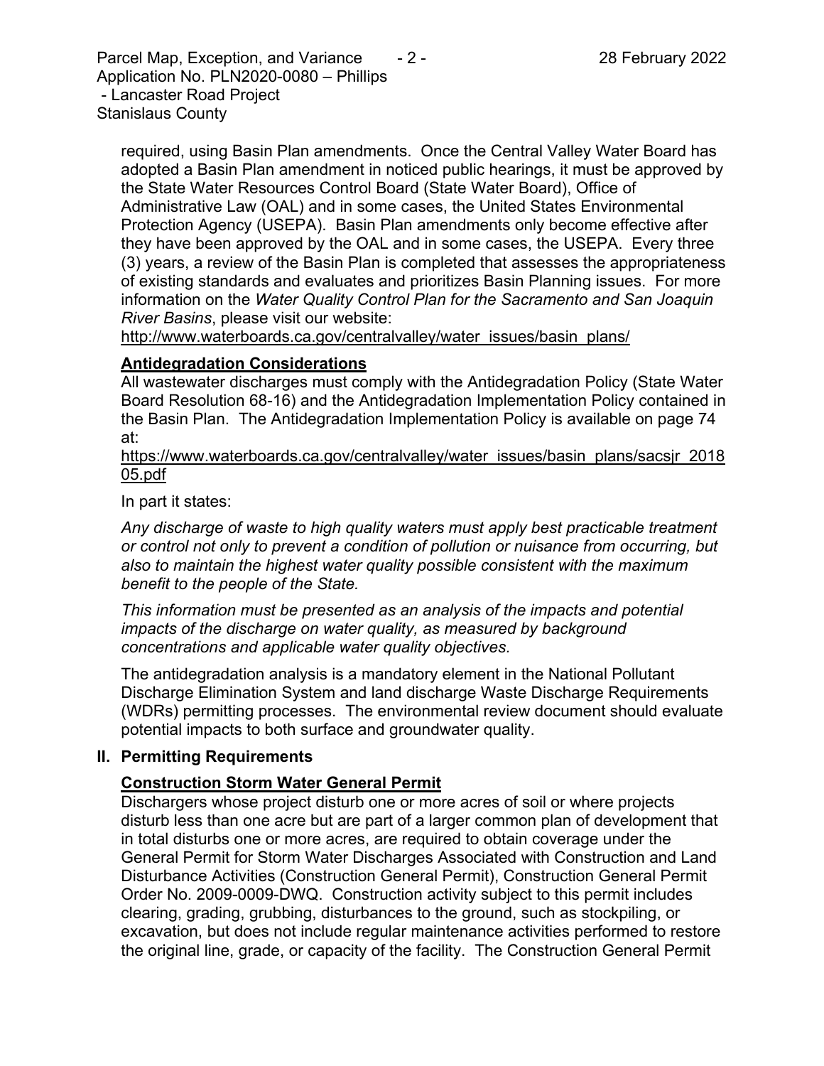required, using Basin Plan amendments. Once the Central Valley Water Board has adopted a Basin Plan amendment in noticed public hearings, it must be approved by the State Water Resources Control Board (State Water Board), Office of Administrative Law (OAL) and in some cases, the United States Environmental Protection Agency (USEPA). Basin Plan amendments only become effective after they have been approved by the OAL and in some cases, the USEPA. Every three (3) years, a review of the Basin Plan is completed that assesses the appropriateness of existing standards and evaluates and prioritizes Basin Planning issues. For more information on the *Water Quality Control Plan for the Sacramento and San Joaquin River Basins*, please visit our website:
http://www.waterboards.ca.gov/centralvalley/water_issues/basin_plans/

**Antidegradation Considerations**

All wastewater discharges must comply with the Antidegradation Policy (State Water Board Resolution 68-16) and the Antidegradation Implementation Policy contained in the Basin Plan. The Antidegradation Implementation Policy is available on page 74 at:
https://www.waterboards.ca.gov/centralvalley/water_issues/basin_plans/sacsjr_201805.pdf

In part it states:

*Any discharge of waste to high quality waters must apply best practicable treatment or control not only to prevent a condition of pollution or nuisance from occurring, but also to maintain the highest water quality possible consistent with the maximum benefit to the people of the State.*

*This information must be presented as an analysis of the impacts and potential impacts of the discharge on water quality, as measured by background concentrations and applicable water quality objectives.*

The antidegradation analysis is a mandatory element in the National Pollutant Discharge Elimination System and land discharge Waste Discharge Requirements (WDRs) permitting processes. The environmental review document should evaluate potential impacts to both surface and groundwater quality.

## II. Permitting Requirements

**Construction Storm Water General Permit**

Dischargers whose project disturb one or more acres of soil or where projects disturb less than one acre but are part of a larger common plan of development that in total disturbs one or more acres, are required to obtain coverage under the General Permit for Storm Water Discharges Associated with Construction and Land Disturbance Activities (Construction General Permit), Construction General Permit Order No. 2009-0009-DWQ. Construction activity subject to this permit includes clearing, grading, grubbing, disturbances to the ground, such as stockpiling, or excavation, but does not include regular maintenance activities performed to restore the original line, grade, or capacity of the facility. The Construction General Permit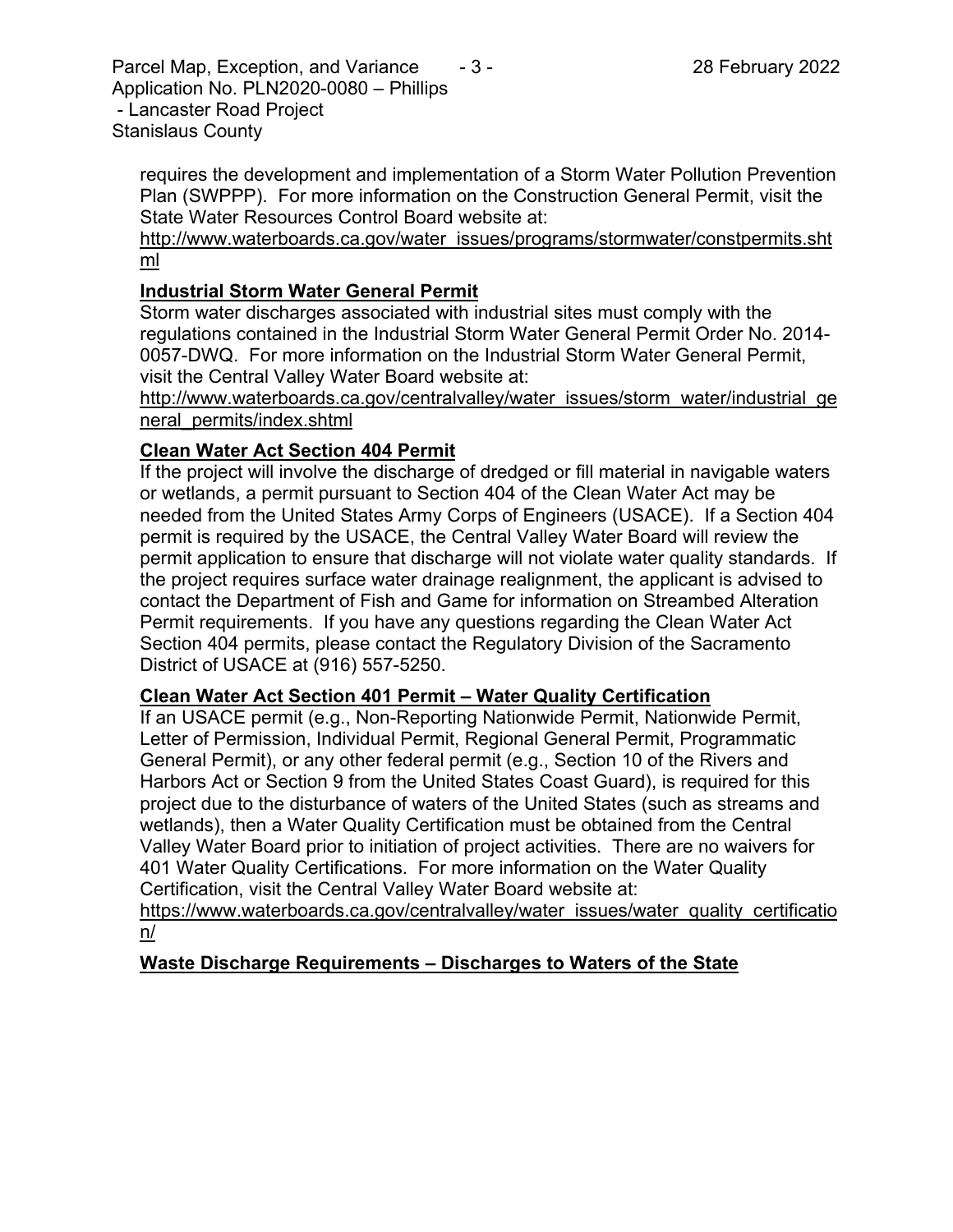requires the development and implementation of a Storm Water Pollution Prevention Plan (SWPPP). For more information on the Construction General Permit, visit the State Water Resources Control Board website at:
http://www.waterboards.ca.gov/water_issues/programs/stormwater/constpermits.shtml

**Industrial Storm Water General Permit**

Storm water discharges associated with industrial sites must comply with the regulations contained in the Industrial Storm Water General Permit Order No. 2014-0057-DWQ. For more information on the Industrial Storm Water General Permit, visit the Central Valley Water Board website at:
http://www.waterboards.ca.gov/centralvalley/water_issues/storm_water/industrial_general_permits/index.shtml

**Clean Water Act Section 404 Permit**

If the project will involve the discharge of dredged or fill material in navigable waters or wetlands, a permit pursuant to Section 404 of the Clean Water Act may be needed from the United States Army Corps of Engineers (USACE). If a Section 404 permit is required by the USACE, the Central Valley Water Board will review the permit application to ensure that discharge will not violate water quality standards. If the project requires surface water drainage realignment, the applicant is advised to contact the Department of Fish and Game for information on Streambed Alteration Permit requirements. If you have any questions regarding the Clean Water Act Section 404 permits, please contact the Regulatory Division of the Sacramento District of USACE at (916) 557-5250.

**Clean Water Act Section 401 Permit – Water Quality Certification**

If an USACE permit (e.g., Non-Reporting Nationwide Permit, Nationwide Permit, Letter of Permission, Individual Permit, Regional General Permit, Programmatic General Permit), or any other federal permit (e.g., Section 10 of the Rivers and Harbors Act or Section 9 from the United States Coast Guard), is required for this project due to the disturbance of waters of the United States (such as streams and wetlands), then a Water Quality Certification must be obtained from the Central Valley Water Board prior to initiation of project activities. There are no waivers for 401 Water Quality Certifications. For more information on the Water Quality Certification, visit the Central Valley Water Board website at:
https://www.waterboards.ca.gov/centralvalley/water_issues/water_quality_certification/

**Waste Discharge Requirements – Discharges to Waters of the State**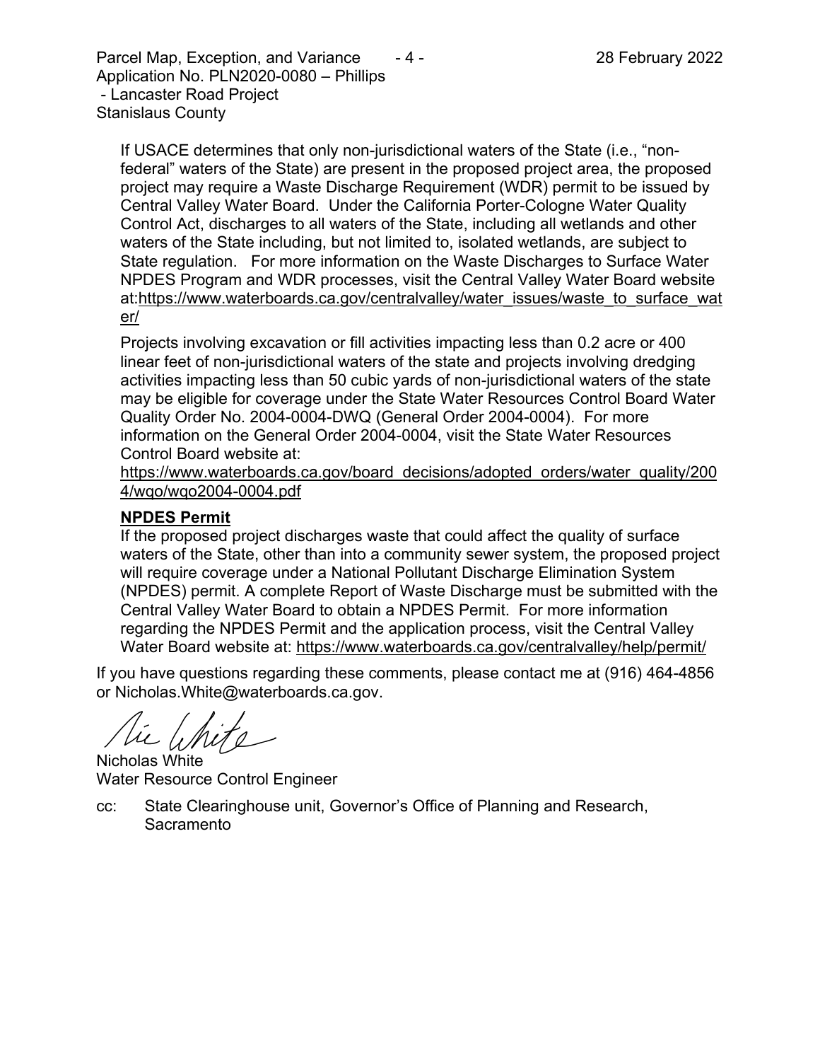If USACE determines that only non-jurisdictional waters of the State (i.e., "non-federal" waters of the State) are present in the proposed project area, the proposed project may require a Waste Discharge Requirement (WDR) permit to be issued by Central Valley Water Board. Under the California Porter-Cologne Water Quality Control Act, discharges to all waters of the State, including all wetlands and other waters of the State including, but not limited to, isolated wetlands, are subject to State regulation. For more information on the Waste Discharges to Surface Water NPDES Program and WDR processes, visit the Central Valley Water Board website at: https://www.waterboards.ca.gov/centralvalley/water_issues/waste_to_surface_water/

Projects involving excavation or fill activities impacting less than 0.2 acre or 400 linear feet of non-jurisdictional waters of the state and projects involving dredging activities impacting less than 50 cubic yards of non-jurisdictional waters of the state may be eligible for coverage under the State Water Resources Control Board Water Quality Order No. 2004-0004-DWQ (General Order 2004-0004). For more information on the General Order 2004-0004, visit the State Water Resources Control Board website at: https://www.waterboards.ca.gov/board_decisions/adopted_orders/water_quality/2004/wqo/wqo2004-0004.pdf

**NPDES Permit**

If the proposed project discharges waste that could affect the quality of surface waters of the State, other than into a community sewer system, the proposed project will require coverage under a National Pollutant Discharge Elimination System (NPDES) permit. A complete Report of Waste Discharge must be submitted with the Central Valley Water Board to obtain a NPDES Permit. For more information regarding the NPDES Permit and the application process, visit the Central Valley Water Board website at: https://www.waterboards.ca.gov/centralvalley/help/permit/

If you have questions regarding these comments, please contact me at (916) 464-4856 or Nicholas.White@waterboards.ca.gov.

Nicholas White
Water Resource Control Engineer

cc: State Clearinghouse unit, Governor's Office of Planning and Research, Sacramento